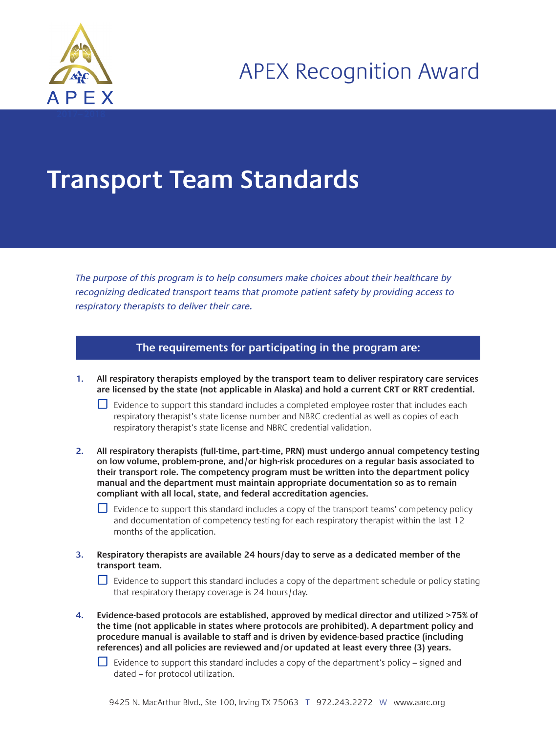APEX

APEX Recognition Award

# Transport Team Standards

*The purpose of this program is to help consumers make choices about their healthcare by recognizing dedicated transport teams that promote patient safety by providing access to respiratory therapists to deliver their care.*

## The requirements for participating in the program are:

1. **All respiratory therapists employed by the transport team to deliver respiratory care services are licensed by the state (not applicable in Alaska) and hold a current CRT or RRT credential.**

   ☐ Evidence to support this standard includes a completed employee roster that includes each respiratory therapist's state license number and NBRC credential as well as copies of each respiratory therapist's state license and NBRC credential validation.

2. **All respiratory therapists (full-time, part-time, PRN) must undergo annual competency testing on low volume, problem-prone, and/or high-risk procedures on a regular basis associated to their transport role. The competency program must be written into the department policy manual and the department must maintain appropriate documentation so as to remain compliant with all local, state, and federal accreditation agencies.**

   ☐ Evidence to support this standard includes a copy of the transport teams' competency policy and documentation of competency testing for each respiratory therapist within the last 12 months of the application.

3. **Respiratory therapists are available 24 hours/day to serve as a dedicated member of the transport team.**

   ☐ Evidence to support this standard includes a copy of the department schedule or policy stating that respiratory therapy coverage is 24 hours/day.

4. **Evidence-based protocols are established, approved by medical director and utilized >75% of the time (not applicable in states where protocols are prohibited). A department policy and procedure manual is available to staff and is driven by evidence-based practice (including references) and all policies are reviewed and/or updated at least every three (3) years.**

   ☐ Evidence to support this standard includes a copy of the department's policy – signed and dated – for protocol utilization.

9425 N. MacArthur Blvd., Ste 100, Irving TX 75063 T 972.243.2272 W www.aarc.org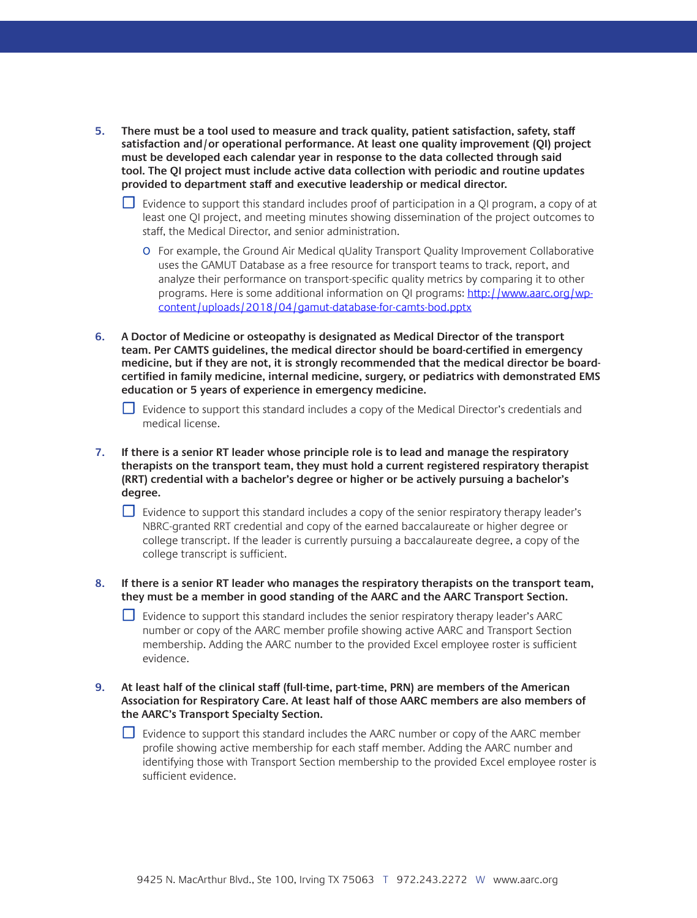5. **There must be a tool used to measure and track quality, patient satisfaction, safety, staff satisfaction and/or operational performance. At least one quality improvement (QI) project must be developed each calendar year in response to the data collected through said tool. The QI project must include active data collection with periodic and routine updates provided to department staff and executive leadership or medical director.**

   - ☐ Evidence to support this standard includes proof of participation in a QI program, a copy of at least one QI project, and meeting minutes showing dissemination of the project outcomes to staff, the Medical Director, and senior administration.
     - o For example, the Ground Air Medical qUality Transport Quality Improvement Collaborative uses the GAMUT Database as a free resource for transport teams to track, report, and analyze their performance on transport-specific quality metrics by comparing it to other programs. Here is some additional information on QI programs: [http://www.aarc.org/wp-content/uploads/2018/04/gamut-database-for-camts-bod.pptx](http://www.aarc.org/wp-content/uploads/2018/04/gamut-database-for-camts-bod.pptx)

6. **A Doctor of Medicine or osteopathy is designated as Medical Director of the transport team. Per CAMTS guidelines, the medical director should be board-certified in emergency medicine, but if they are not, it is strongly recommended that the medical director be board-certified in family medicine, internal medicine, surgery, or pediatrics with demonstrated EMS education or 5 years of experience in emergency medicine.**

   - ☐ Evidence to support this standard includes a copy of the Medical Director's credentials and medical license.

7. **If there is a senior RT leader whose principle role is to lead and manage the respiratory therapists on the transport team, they must hold a current registered respiratory therapist (RRT) credential with a bachelor's degree or higher or be actively pursuing a bachelor's degree.**

   - ☐ Evidence to support this standard includes a copy of the senior respiratory therapy leader's NBRC-granted RRT credential and copy of the earned baccalaureate or higher degree or college transcript. If the leader is currently pursuing a baccalaureate degree, a copy of the college transcript is sufficient.

8. **If there is a senior RT leader who manages the respiratory therapists on the transport team, they must be a member in good standing of the AARC and the AARC Transport Section.**

   - ☐ Evidence to support this standard includes the senior respiratory therapy leader's AARC number or copy of the AARC member profile showing active AARC and Transport Section membership. Adding the AARC number to the provided Excel employee roster is sufficient evidence.

9. **At least half of the clinical staff (full-time, part-time, PRN) are members of the American Association for Respiratory Care. At least half of those AARC members are also members of the AARC's Transport Specialty Section.**

   - ☐ Evidence to support this standard includes the AARC number or copy of the AARC member profile showing active membership for each staff member. Adding the AARC number and identifying those with Transport Section membership to the provided Excel employee roster is sufficient evidence.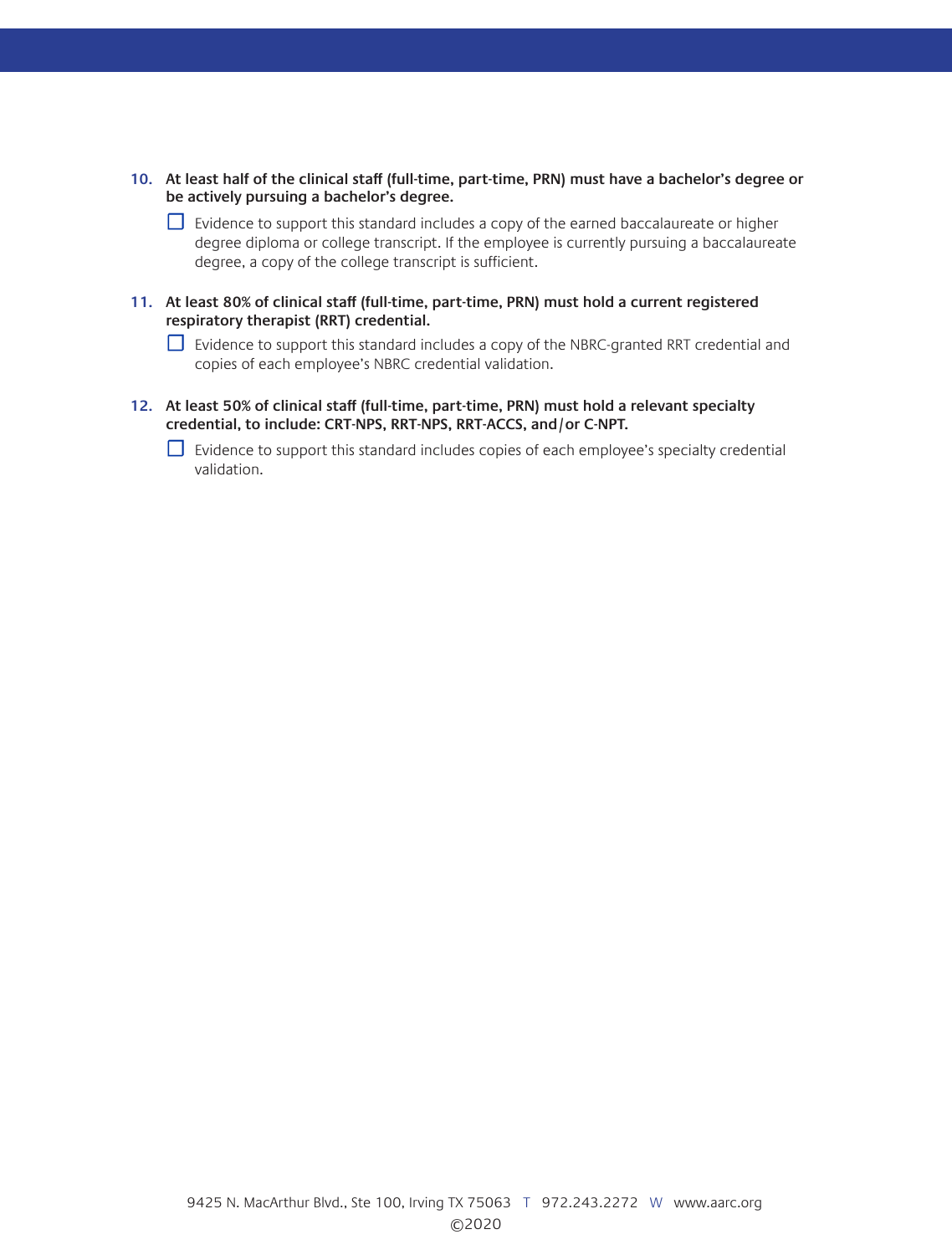10. **At least half of the clinical staff (full-time, part-time, PRN) must have a bachelor's degree or be actively pursuing a bachelor's degree.**

    - [ ] Evidence to support this standard includes a copy of the earned baccalaureate or higher degree diploma or college transcript. If the employee is currently pursuing a baccalaureate degree, a copy of the college transcript is sufficient.

11. **At least 80% of clinical staff (full-time, part-time, PRN) must hold a current registered respiratory therapist (RRT) credential.**

    - [ ] Evidence to support this standard includes a copy of the NBRC-granted RRT credential and copies of each employee's NBRC credential validation.

12. **At least 50% of clinical staff (full-time, part-time, PRN) must hold a relevant specialty credential, to include: CRT-NPS, RRT-NPS, RRT-ACCS, and/or C-NPT.**

    - [ ] Evidence to support this standard includes copies of each employee's specialty credential validation.

9425 N. MacArthur Blvd., Ste 100, Irving TX 75063 T 972.243.2272 W www.aarc.org
©2020